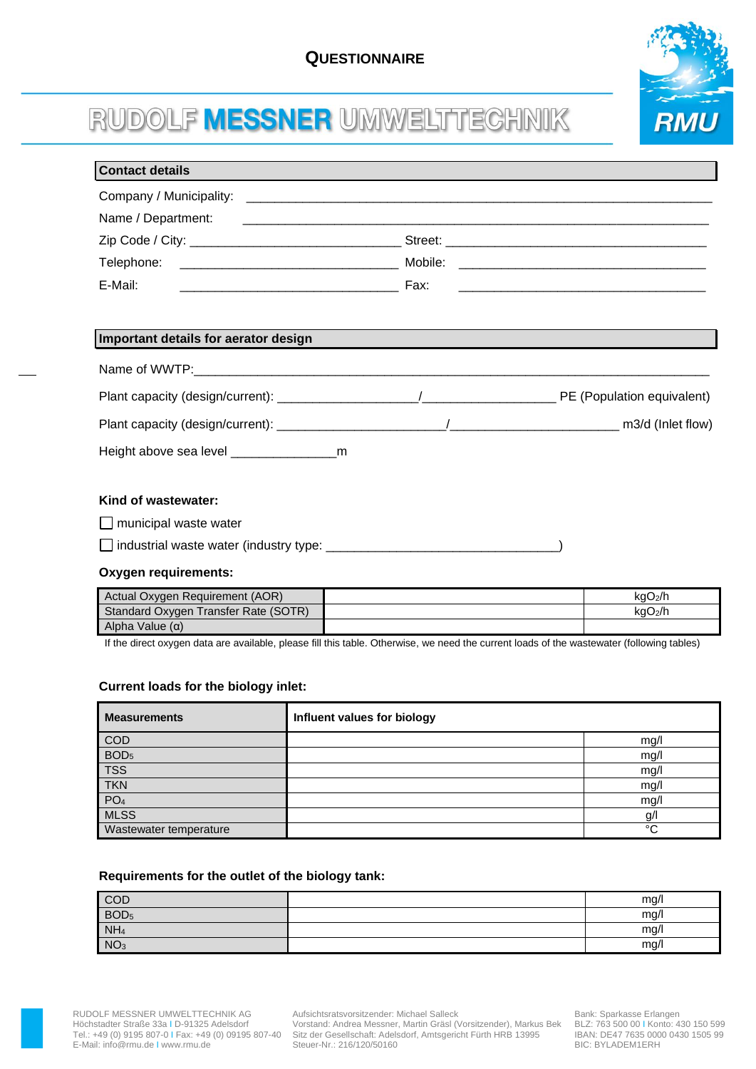# QUESTIONNAIRE

## RUDOLF MESSNER UMWELTTECHNIK

RMU

### Contact details

Company / Municipality: ____________________________________________

Name / Department: ____________________________________________

Zip Code / City: ______________________ Street: ______________________

Telephone: ______________________ Mobile: ______________________

E-Mail: ______________________ Fax: ______________________

### Important details for aerator design

Name of WWTP: ____________________________________________

Plant capacity (design/current): ______________ / ______________ PE (Population equivalent)

Plant capacity (design/current): ______________ / ______________ m3/d (Inlet flow)

Height above sea level ____________ m

**Kind of wastewater:**

☐ municipal waste water

☐ industrial waste water (industry type: ______________________)

**Oxygen requirements:**

| | | |
|---|---|---|
| Actual Oxygen Requirement (AOR) | | $kgO_2/h$ |
| Standard Oxygen Transfer Rate (SOTR) | | $kgO_2/h$ |
| Alpha Value (α) | | |

If the direct oxygen data are available, please fill this table. Otherwise, we need the current loads of the wastewater (following tables)

**Current loads for the biology inlet:**

| Measurements | Influent values for biology | |
|---|---|---|
| COD | | mg/l |
| $BOD_5$ | | mg/l |
| TSS | | mg/l |
| TKN | | mg/l |
| $PO_4$ | | mg/l |
| MLSS | | g/l |
| Wastewater temperature | | °C |

**Requirements for the outlet of the biology tank:**

| | | |
|---|---|---|
| COD | | mg/l |
| $BOD_5$ | | mg/l |
| $NH_4$ | | mg/l |
| $NO_3$ | | mg/l |

RUDOLF MESSNER UMWELTTECHNIK AG
Höchstadter Straße 33a I D-91325 Adelsdorf
Tel.: +49 (0) 9195 807-0 I Fax: +49 (0) 09195 807-40
E-Mail: info@rmu.de I www.rmu.de

Aufsichtsratsvorsitzender: Michael Salleck
Vorstand: Andrea Messner, Martin Gräsl (Vorsitzender), Markus Bek
Sitz der Gesellschaft: Adelsdorf, Amtsgericht Fürth HRB 13995
Steuer-Nr.: 216/120/50160

Bank: Sparkasse Erlangen
BLZ: 763 500 00 I Konto: 430 150 599
IBAN: DE47 7635 0000 0430 1505 99
BIC: BYLADEM1ERH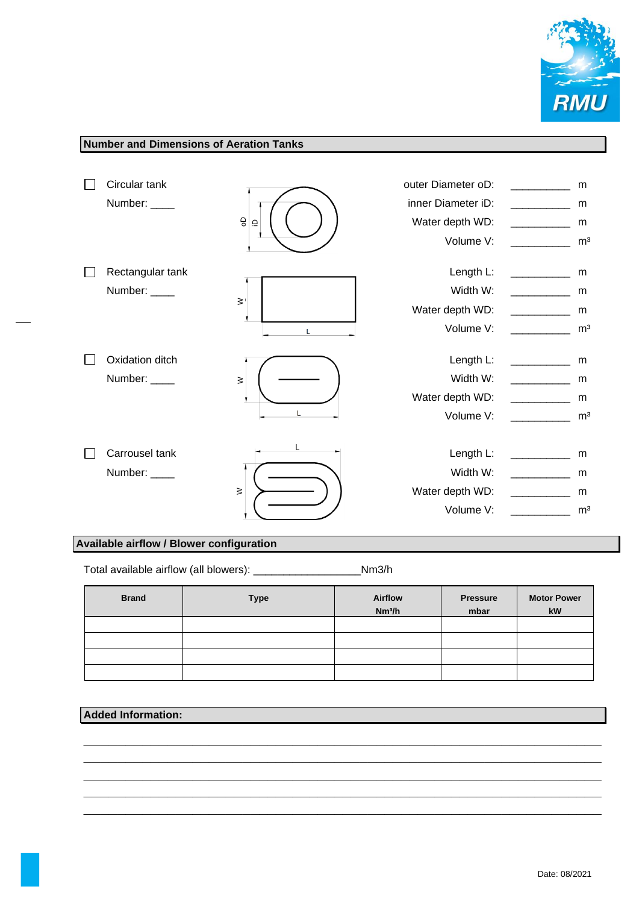## Number and Dimensions of Aeration Tanks

☐ Circular tank

Number: ____

oD ID

outer Diameter oD: __________ m

inner Diameter iD: __________ m

Water depth WD: __________ m

Volume V: __________ $m^3$

☐ Rectangular tank

Number: ____

W L

Length L: __________ m

Width W: __________ m

Water depth WD: __________ m

Volume V: __________ $m^3$

☐ Oxidation ditch

Number: ____

W L

Length L: __________ m

Width W: __________ m

Water depth WD: __________ m

Volume V: __________ $m^3$

☐ Carrousel tank

Number: ____

L W

Length L: __________ m

Width W: __________ m

Water depth WD: __________ m

Volume V: __________ $m^3$

## Available airflow / Blower configuration

Total available airflow (all blowers): __________________Nm3/h

| Brand | Type | Airflow $Nm^3/h$ | Pressure mbar | Motor Power kW |
|---|---|---|---|---|
| | | | | |
| | | | | |
| | | | | |
| | | | | |

## Added Information:

______________________________________________________________________

______________________________________________________________________

______________________________________________________________________

______________________________________________________________________

______________________________________________________________________

Date: 08/2021